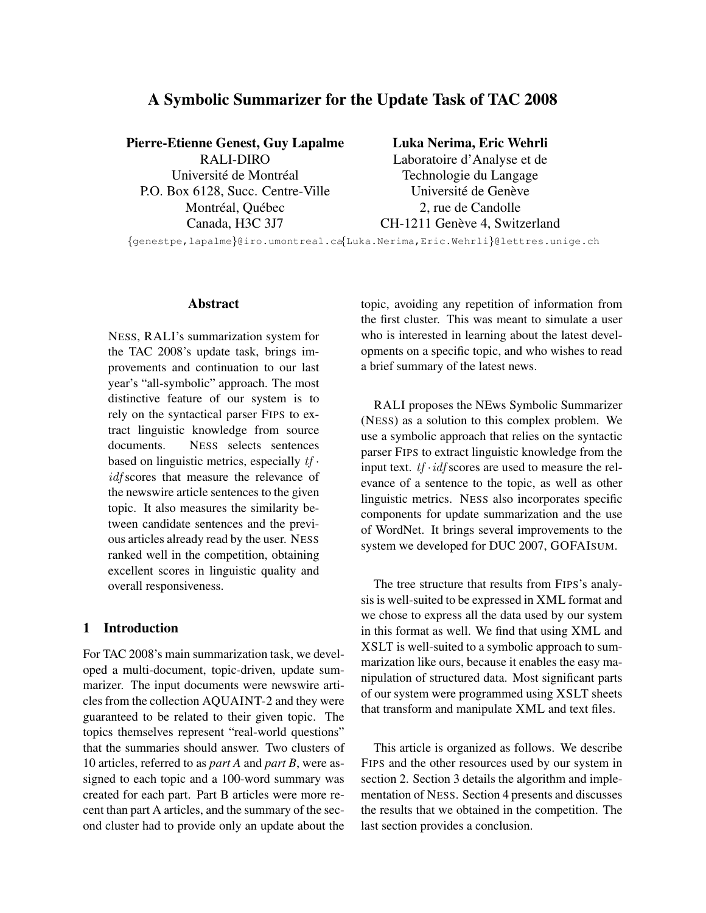# A Symbolic Summarizer for the Update Task of TAC 2008

**Pierre-Etienne Genest, Guy Lapalme**
RALI-DIRO
Université de Montréal
P.O. Box 6128, Succ. Centre-Ville
Montréal, Québec
Canada, H3C 3J7

**Luka Nerima, Eric Wehrli**
Laboratoire d'Analyse et de
Technologie du Langage
Université de Genève
2, rue de Candolle
CH-1211 Genève 4, Switzerland

{genestpe,lapalme}@iro.umontreal.ca {Luka.Nerima,Eric.Wehrli}@lettres.unige.ch

## Abstract

NESS, RALI's summarization system for the TAC 2008's update task, brings improvements and continuation to our last year's "all-symbolic" approach. The most distinctive feature of our system is to rely on the syntactical parser FIPS to extract linguistic knowledge from source documents. NESS selects sentences based on linguistic metrics, especially $tf \cdot idf$ scores that measure the relevance of the newswire article sentences to the given topic. It also measures the similarity between candidate sentences and the previous articles already read by the user. NESS ranked well in the competition, obtaining excellent scores in linguistic quality and overall responsiveness.

## 1 Introduction

For TAC 2008's main summarization task, we developed a multi-document, topic-driven, update summarizer. The input documents were newswire articles from the collection AQUAINT-2 and they were guaranteed to be related to their given topic. The topics themselves represent "real-world questions" that the summaries should answer. Two clusters of 10 articles, referred to as *part A* and *part B*, were assigned to each topic and a 100-word summary was created for each part. Part B articles were more recent than part A articles, and the summary of the second cluster had to provide only an update about the topic, avoiding any repetition of information from the first cluster. This was meant to simulate a user who is interested in learning about the latest developments on a specific topic, and who wishes to read a brief summary of the latest news.

RALI proposes the NEws Symbolic Summarizer (NESS) as a solution to this complex problem. We use a symbolic approach that relies on the syntactic parser FIPS to extract linguistic knowledge from the input text. $tf \cdot idf$ scores are used to measure the relevance of a sentence to the topic, as well as other linguistic metrics. NESS also incorporates specific components for update summarization and the use of WordNet. It brings several improvements to the system we developed for DUC 2007, GOFAISUM.

The tree structure that results from FIPS's analysis is well-suited to be expressed in XML format and we chose to express all the data used by our system in this format as well. We find that using XML and XSLT is well-suited to a symbolic approach to summarization like ours, because it enables the easy manipulation of structured data. Most significant parts of our system were programmed using XSLT sheets that transform and manipulate XML and text files.

This article is organized as follows. We describe FIPS and the other resources used by our system in section 2. Section 3 details the algorithm and implementation of NESS. Section 4 presents and discusses the results that we obtained in the competition. The last section provides a conclusion.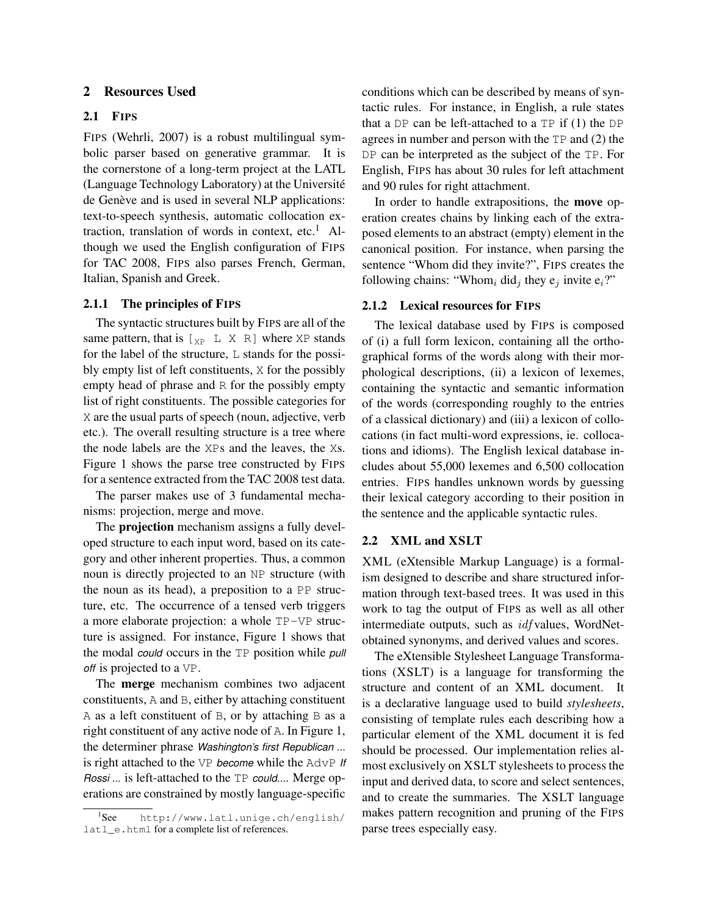## 2 Resources Used

### 2.1 FIPS

FIPS (Wehrli, 2007) is a robust multilingual symbolic parser based on generative grammar. It is the cornerstone of a long-term project at the LATL (Language Technology Laboratory) at the Université de Genève and is used in several NLP applications: text-to-speech synthesis, automatic collocation extraction, translation of words in context, etc.[1] Although we used the English configuration of FIPS for TAC 2008, FIPS also parses French, German, Italian, Spanish and Greek.

#### 2.1.1 The principles of FIPS

The syntactic structures built by FIPS are all of the same pattern, that is $[_{XP}$ L X R$]$ where XP stands for the label of the structure, L stands for the possibly empty list of left constituents, X for the possibly empty head of phrase and R for the possibly empty list of right constituents. The possible categories for X are the usual parts of speech (noun, adjective, verb etc.). The overall resulting structure is a tree where the node labels are the XPs and the leaves, the Xs. Figure 1 shows the parse tree constructed by FIPS for a sentence extracted from the TAC 2008 test data.

The parser makes use of 3 fundamental mechanisms: projection, merge and move.

The **projection** mechanism assigns a fully developed structure to each input word, based on its category and other inherent properties. Thus, a common noun is directly projected to an NP structure (with the noun as its head), a preposition to a PP structure, etc. The occurrence of a tensed verb triggers a more elaborate projection: a whole TP−VP structure is assigned. For instance, Figure 1 shows that the modal *could* occurs in the TP position while *pull off* is projected to a VP.

The **merge** mechanism combines two adjacent constituents, A and B, either by attaching constituent A as a left constituent of B, or by attaching B as a right constituent of any active node of A. In Figure 1, the determiner phrase *Washington's first Republican ...* is right attached to the VP *become* while the AdvP *If Rossi ...* is left-attached to the TP *could...*. Merge operations are constrained by mostly language-specific conditions which can be described by means of syntactic rules. For instance, in English, a rule states that a DP can be left-attached to a TP if (1) the DP agrees in number and person with the TP and (2) the DP can be interpreted as the subject of the TP. For English, FIPS has about 30 rules for left attachment and 90 rules for right attachment.

In order to handle extrapositions, the **move** operation creates chains by linking each of the extraposed elements to an abstract (empty) element in the canonical position. For instance, when parsing the sentence "Whom did they invite?", FIPS creates the following chains: "Whom$_i$ did$_j$ they e$_j$ invite e$_i$?"

#### 2.1.2 Lexical resources for FIPS

The lexical database used by FIPS is composed of (i) a full form lexicon, containing all the orthographical forms of the words along with their morphological descriptions, (ii) a lexicon of lexemes, containing the syntactic and semantic information of the words (corresponding roughly to the entries of a classical dictionary) and (iii) a lexicon of collocations (in fact multi-word expressions, ie. collocations and idioms). The English lexical database includes about 55,000 lexemes and 6,500 collocation entries. FIPS handles unknown words by guessing their lexical category according to their position in the sentence and the applicable syntactic rules.

### 2.2 XML and XSLT

XML (eXtensible Markup Language) is a formalism designed to describe and share structured information through text-based trees. It was used in this work to tag the output of FIPS as well as all other intermediate outputs, such as *idf* values, WordNet-obtained synonyms, and derived values and scores.

The eXtensible Stylesheet Language Transformations (XSLT) is a language for transforming the structure and content of an XML document. It is a declarative language used to build *stylesheets*, consisting of template rules each describing how a particular element of the XML document it is fed should be processed. Our implementation relies almost exclusively on XSLT stylesheets to process the input and derived data, to score and select sentences, and to create the summaries. The XSLT language makes pattern recognition and pruning of the FIPS parse trees especially easy.

[1] See http://www.latl.unige.ch/english/latl_e.html for a complete list of references.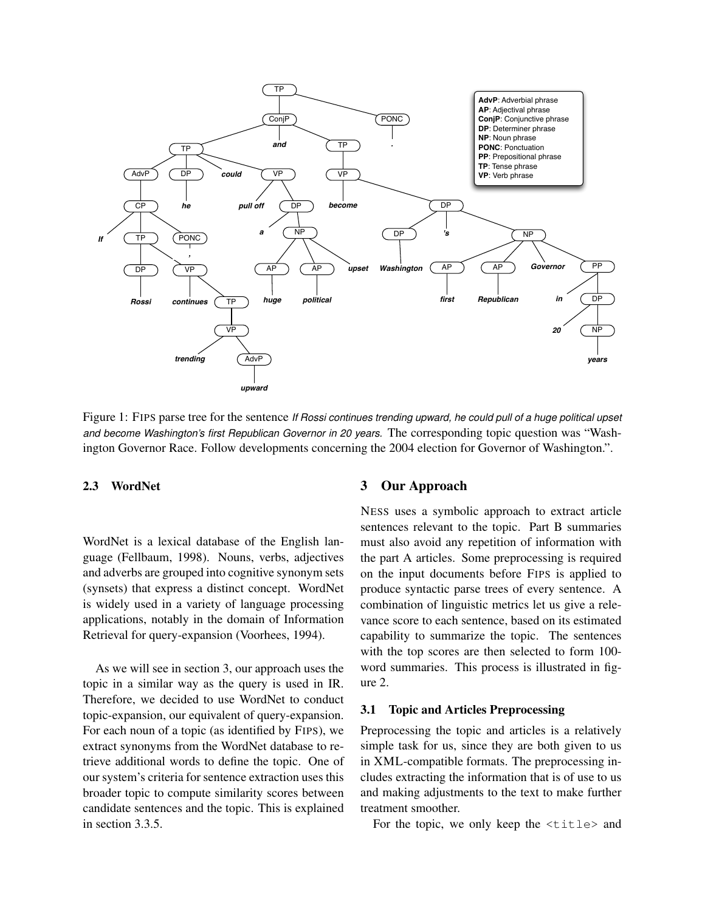Figure 1: FIPS parse tree for the sentence *If Rossi continues trending upward, he could pull of a huge political upset and become Washington's first Republican Governor in 20 years.* The corresponding topic question was "Washington Governor Race. Follow developments concerning the 2004 election for Governor of Washington.".

### 2.3 WordNet

WordNet is a lexical database of the English language (Fellbaum, 1998). Nouns, verbs, adjectives and adverbs are grouped into cognitive synonym sets (synsets) that express a distinct concept. WordNet is widely used in a variety of language processing applications, notably in the domain of Information Retrieval for query-expansion (Voorhees, 1994).

As we will see in section 3, our approach uses the topic in a similar way as the query is used in IR. Therefore, we decided to use WordNet to conduct topic-expansion, our equivalent of query-expansion. For each noun of a topic (as identified by FIPS), we extract synonyms from the WordNet database to retrieve additional words to define the topic. One of our system's criteria for sentence extraction uses this broader topic to compute similarity scores between candidate sentences and the topic. This is explained in section 3.3.5.

## 3 Our Approach

NESS uses a symbolic approach to extract article sentences relevant to the topic. Part B summaries must also avoid any repetition of information with the part A articles. Some preprocessing is required on the input documents before FIPS is applied to produce syntactic parse trees of every sentence. A combination of linguistic metrics let us give a relevance score to each sentence, based on its estimated capability to summarize the topic. The sentences with the top scores are then selected to form 100-word summaries. This process is illustrated in figure 2.

### 3.1 Topic and Articles Preprocessing

Preprocessing the topic and articles is a relatively simple task for us, since they are both given to us in XML-compatible formats. The preprocessing includes extracting the information that is of use to us and making adjustments to the text to make further treatment smoother.

For the topic, we only keep the `<title>` and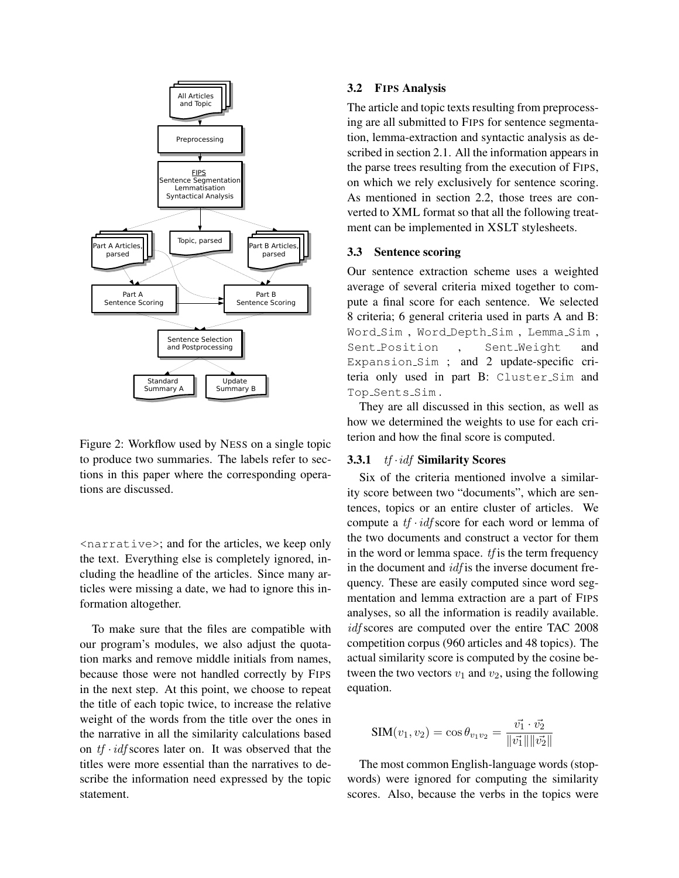Figure 2: Workflow used by NESS on a single topic to produce two summaries. The labels refer to sections in this paper where the corresponding operations are discussed.

`<narrative>`; and for the articles, we keep only the text. Everything else is completely ignored, including the headline of the articles. Since many articles were missing a date, we had to ignore this information altogether.

To make sure that the files are compatible with our program's modules, we also adjust the quotation marks and remove middle initials from names, because those were not handled correctly by FIPS in the next step. At this point, we choose to repeat the title of each topic twice, to increase the relative weight of the words from the title over the ones in the narrative in all the similarity calculations based on $tf \cdot idf$ scores later on. It was observed that the titles were more essential than the narratives to describe the information need expressed by the topic statement.

## 3.2 FIPS Analysis

The article and topic texts resulting from preprocessing are all submitted to FIPS for sentence segmentation, lemma-extraction and syntactic analysis as described in section 2.1. All the information appears in the parse trees resulting from the execution of FIPS, on which we rely exclusively for sentence scoring. As mentioned in section 2.2, those trees are converted to XML format so that all the following treatment can be implemented in XSLT stylesheets.

## 3.3 Sentence scoring

Our sentence extraction scheme uses a weighted average of several criteria mixed together to compute a final score for each sentence. We selected 8 criteria; 6 general criteria used in parts A and B: `Word_Sim`, `Word_Depth_Sim`, `Lemma_Sim`, `Sent_Position`, `Sent_Weight` and `Expansion_Sim`; and 2 update-specific criteria only used in part B: `Cluster_Sim` and `Top_Sents_Sim`.

They are all discussed in this section, as well as how we determined the weights to use for each criterion and how the final score is computed.

### 3.3.1 $tf \cdot idf$ Similarity Scores

Six of the criteria mentioned involve a similarity score between two "documents", which are sentences, topics or an entire cluster of articles. We compute a $tf \cdot idf$ score for each word or lemma of the two documents and construct a vector for them in the word or lemma space. $tf$ is the term frequency in the document and $idf$ is the inverse document frequency. These are easily computed since word segmentation and lemma extraction are a part of FIPS analyses, so all the information is readily available. $idf$ scores are computed over the entire TAC 2008 competition corpus (960 articles and 48 topics). The actual similarity score is computed by the cosine between the two vectors $v_1$ and $v_2$, using the following equation.

$$\text{SIM}(v_1, v_2) = \cos\theta_{v_1 v_2} = \frac{\vec{v_1} \cdot \vec{v_2}}{\|\vec{v_1}\| \|\vec{v_2}\|}$$

The most common English-language words (stopwords) were ignored for computing the similarity scores. Also, because the verbs in the topics were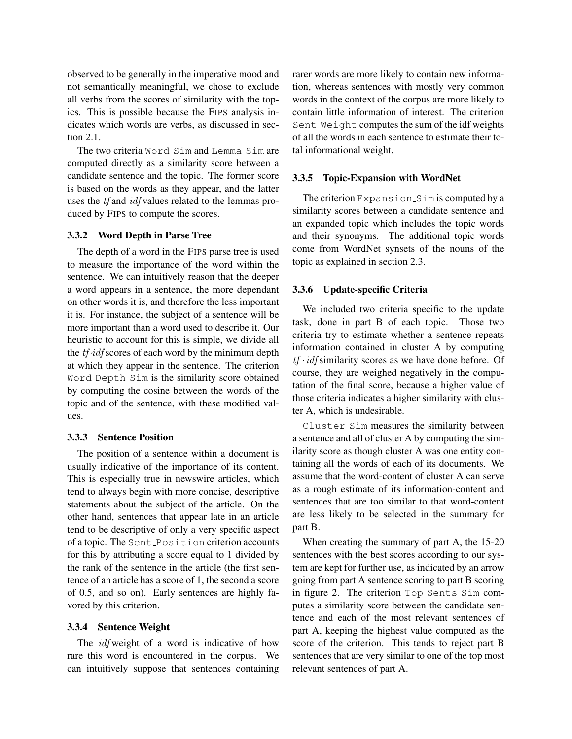observed to be generally in the imperative mood and not semantically meaningful, we chose to exclude all verbs from the scores of similarity with the topics. This is possible because the FIPS analysis indicates which words are verbs, as discussed in section 2.1.

The two criteria `Word_Sim` and `Lemma_Sim` are computed directly as a similarity score between a candidate sentence and the topic. The former score is based on the words as they appear, and the latter uses the *tf* and *idf* values related to the lemmas produced by FIPS to compute the scores.

#### 3.3.2 Word Depth in Parse Tree

The depth of a word in the FIPS parse tree is used to measure the importance of the word within the sentence. We can intuitively reason that the deeper a word appears in a sentence, the more dependant on other words it is, and therefore the less important it is. For instance, the subject of a sentence will be more important than a word used to describe it. Our heuristic to account for this is simple, we divide all the $tf \cdot idf$ scores of each word by the minimum depth at which they appear in the sentence. The criterion `Word_Depth_Sim` is the similarity score obtained by computing the cosine between the words of the topic and of the sentence, with these modified values.

#### 3.3.3 Sentence Position

The position of a sentence within a document is usually indicative of the importance of its content. This is especially true in newswire articles, which tend to always begin with more concise, descriptive statements about the subject of the article. On the other hand, sentences that appear late in an article tend to be descriptive of only a very specific aspect of a topic. The `Sent_Position` criterion accounts for this by attributing a score equal to 1 divided by the rank of the sentence in the article (the first sentence of an article has a score of 1, the second a score of 0.5, and so on). Early sentences are highly favored by this criterion.

#### 3.3.4 Sentence Weight

The *idf* weight of a word is indicative of how rare this word is encountered in the corpus. We can intuitively suppose that sentences containing rarer words are more likely to contain new information, whereas sentences with mostly very common words in the context of the corpus are more likely to contain little information of interest. The criterion `Sent_Weight` computes the sum of the idf weights of all the words in each sentence to estimate their total informational weight.

#### 3.3.5 Topic-Expansion with WordNet

The criterion `Expansion_Sim` is computed by a similarity scores between a candidate sentence and an expanded topic which includes the topic words and their synonyms. The additional topic words come from WordNet synsets of the nouns of the topic as explained in section 2.3.

#### 3.3.6 Update-specific Criteria

We included two criteria specific to the update task, done in part B of each topic. Those two criteria try to estimate whether a sentence repeats information contained in cluster A by computing $tf \cdot idf$ similarity scores as we have done before. Of course, they are weighed negatively in the computation of the final score, because a higher value of those criteria indicates a higher similarity with cluster A, which is undesirable.

`Cluster_Sim` measures the similarity between a sentence and all of cluster A by computing the similarity score as though cluster A was one entity containing all the words of each of its documents. We assume that the word-content of cluster A can serve as a rough estimate of its information-content and sentences that are too similar to that word-content are less likely to be selected in the summary for part B.

When creating the summary of part A, the 15-20 sentences with the best scores according to our system are kept for further use, as indicated by an arrow going from part A sentence scoring to part B scoring in figure 2. The criterion `Top_Sents_Sim` computes a similarity score between the candidate sentence and each of the most relevant sentences of part A, keeping the highest value computed as the score of the criterion. This tends to reject part B sentences that are very similar to one of the top most relevant sentences of part A.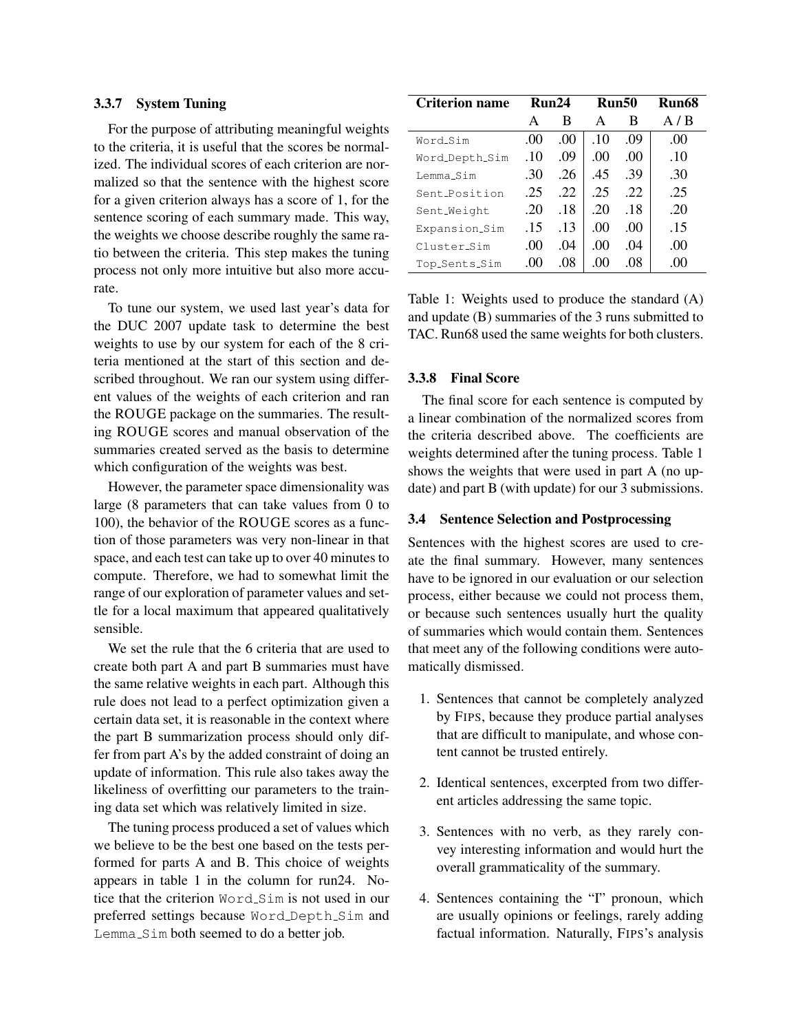#### 3.3.7 System Tuning

For the purpose of attributing meaningful weights to the criteria, it is useful that the scores be normalized. The individual scores of each criterion are normalized so that the sentence with the highest score for a given criterion always has a score of 1, for the sentence scoring of each summary made. This way, the weights we choose describe roughly the same ratio between the criteria. This step makes the tuning process not only more intuitive but also more accurate.

To tune our system, we used last year's data for the DUC 2007 update task to determine the best weights to use by our system for each of the 8 criteria mentioned at the start of this section and described throughout. We ran our system using different values of the weights of each criterion and ran the ROUGE package on the summaries. The resulting ROUGE scores and manual observation of the summaries created served as the basis to determine which configuration of the weights was best.

However, the parameter space dimensionality was large (8 parameters that can take values from 0 to 100), the behavior of the ROUGE scores as a function of those parameters was very non-linear in that space, and each test can take up to over 40 minutes to compute. Therefore, we had to somewhat limit the range of our exploration of parameter values and settle for a local maximum that appeared qualitatively sensible.

We set the rule that the 6 criteria that are used to create both part A and part B summaries must have the same relative weights in each part. Although this rule does not lead to a perfect optimization given a certain data set, it is reasonable in the context where the part B summarization process should only differ from part A's by the added constraint of doing an update of information. This rule also takes away the likeliness of overfitting our parameters to the training data set which was relatively limited in size.

The tuning process produced a set of values which we believe to be the best one based on the tests performed for parts A and B. This choice of weights appears in table 1 in the column for run24. Notice that the criterion `Word_Sim` is not used in our preferred settings because `Word_Depth_Sim` and `Lemma_Sim` both seemed to do a better job.

| Criterion name | Run24 | | Run50 | | Run68 |
|---|---|---|---|---|---|
| | A | B | A | B | A / B |
| `Word_Sim` | .00 | .00 | .10 | .09 | .00 |
| `Word_Depth_Sim` | .10 | .09 | .00 | .00 | .10 |
| `Lemma_Sim` | .30 | .26 | .45 | .39 | .30 |
| `Sent_Position` | .25 | .22 | .25 | .22 | .25 |
| `Sent_Weight` | .20 | .18 | .20 | .18 | .20 |
| `Expansion_Sim` | .15 | .13 | .00 | .00 | .15 |
| `Cluster_Sim` | .00 | .04 | .00 | .04 | .00 |
| `Top_Sents_Sim` | .00 | .08 | .00 | .08 | .00 |

Table 1: Weights used to produce the standard (A) and update (B) summaries of the 3 runs submitted to TAC. Run68 used the same weights for both clusters.

#### 3.3.8 Final Score

The final score for each sentence is computed by a linear combination of the normalized scores from the criteria described above. The coefficients are weights determined after the tuning process. Table 1 shows the weights that were used in part A (no update) and part B (with update) for our 3 submissions.

### 3.4 Sentence Selection and Postprocessing

Sentences with the highest scores are used to create the final summary. However, many sentences have to be ignored in our evaluation or our selection process, either because we could not process them, or because such sentences usually hurt the quality of summaries which would contain them. Sentences that meet any of the following conditions were automatically dismissed.

1. Sentences that cannot be completely analyzed by FIPS, because they produce partial analyses that are difficult to manipulate, and whose content cannot be trusted entirely.

2. Identical sentences, excerpted from two different articles addressing the same topic.

3. Sentences with no verb, as they rarely convey interesting information and would hurt the overall grammaticality of the summary.

4. Sentences containing the "I" pronoun, which are usually opinions or feelings, rarely adding factual information. Naturally, FIPS's analysis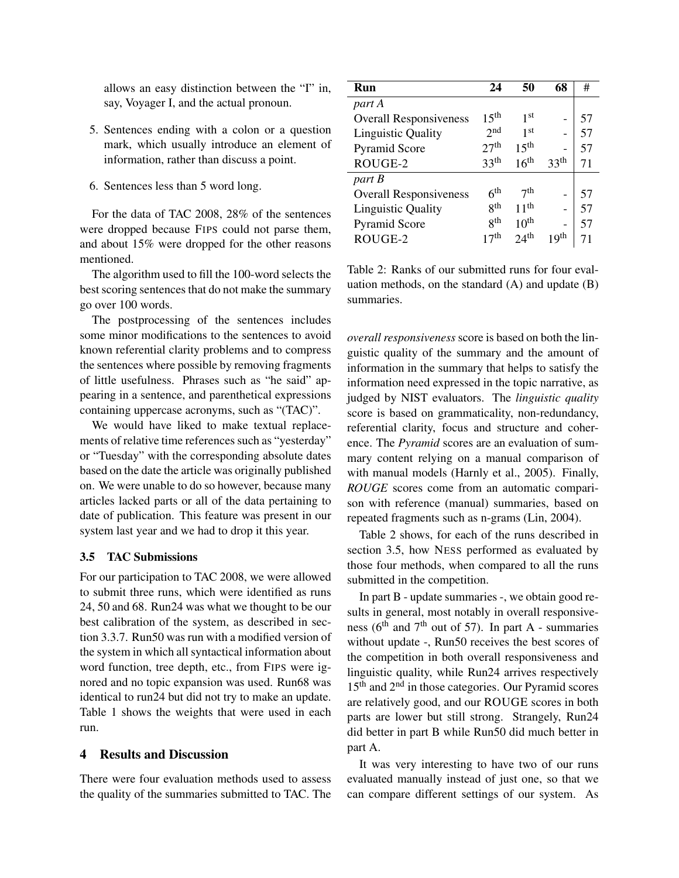allows an easy distinction between the "I" in, say, Voyager I, and the actual pronoun.

5. Sentences ending with a colon or a question mark, which usually introduce an element of information, rather than discuss a point.

6. Sentences less than 5 word long.

For the data of TAC 2008, 28% of the sentences were dropped because FIPS could not parse them, and about 15% were dropped for the other reasons mentioned.

The algorithm used to fill the 100-word selects the best scoring sentences that do not make the summary go over 100 words.

The postprocessing of the sentences includes some minor modifications to the sentences to avoid known referential clarity problems and to compress the sentences where possible by removing fragments of little usefulness. Phrases such as "he said" appearing in a sentence, and parenthetical expressions containing uppercase acronyms, such as "(TAC)".

We would have liked to make textual replacements of relative time references such as "yesterday" or "Tuesday" with the corresponding absolute dates based on the date the article was originally published on. We were unable to do so however, because many articles lacked parts or all of the data pertaining to date of publication. This feature was present in our system last year and we had to drop it this year.

### 3.5 TAC Submissions

For our participation to TAC 2008, we were allowed to submit three runs, which were identified as runs 24, 50 and 68. Run24 was what we thought to be our best calibration of the system, as described in section 3.3.7. Run50 was run with a modified version of the system in which all syntactical information about word function, tree depth, etc., from FIPS were ignored and no topic expansion was used. Run68 was identical to run24 but did not try to make an update. Table 1 shows the weights that were used in each run.

## 4 Results and Discussion

There were four evaluation methods used to assess the quality of the summaries submitted to TAC. The *overall responsiveness* score is based on both the linguistic quality of the summary and the amount of information in the summary that helps to satisfy the information need expressed in the topic narrative, as judged by NIST evaluators. The *linguistic quality* score is based on grammaticality, non-redundancy, referential clarity, focus and structure and coherence. The *Pyramid* scores are an evaluation of summary content relying on a manual comparison of with manual models (Harnly et al., 2005). Finally, *ROUGE* scores come from an automatic comparison with reference (manual) summaries, based on repeated fragments such as n-grams (Lin, 2004).

| Run | 24 | 50 | 68 | # |
|---|---|---|---|---|
| *part A* | | | | |
| Overall Responsiveness | 15th | 1st | - | 57 |
| Linguistic Quality | 2nd | 1st | - | 57 |
| Pyramid Score | 27th | 15th | - | 57 |
| ROUGE-2 | 33th | 16th | 33th | 71 |
| *part B* | | | | |
| Overall Responsiveness | 6th | 7th | - | 57 |
| Linguistic Quality | 8th | 11th | - | 57 |
| Pyramid Score | 8th | 10th | - | 57 |
| ROUGE-2 | 17th | 24th | 19th | 71 |

Table 2: Ranks of our submitted runs for four evaluation methods, on the standard (A) and update (B) summaries.

Table 2 shows, for each of the runs described in section 3.5, how NESS performed as evaluated by those four methods, when compared to all the runs submitted in the competition.

In part B - update summaries -, we obtain good results in general, most notably in overall responsiveness (6th and 7th out of 57). In part A - summaries without update -, Run50 receives the best scores of the competition in both overall responsiveness and linguistic quality, while Run24 arrives respectively 15th and 2nd in those categories. Our Pyramid scores are relatively good, and our ROUGE scores in both parts are lower but still strong. Strangely, Run24 did better in part B while Run50 did much better in part A.

It was very interesting to have two of our runs evaluated manually instead of just one, so that we can compare different settings of our system. As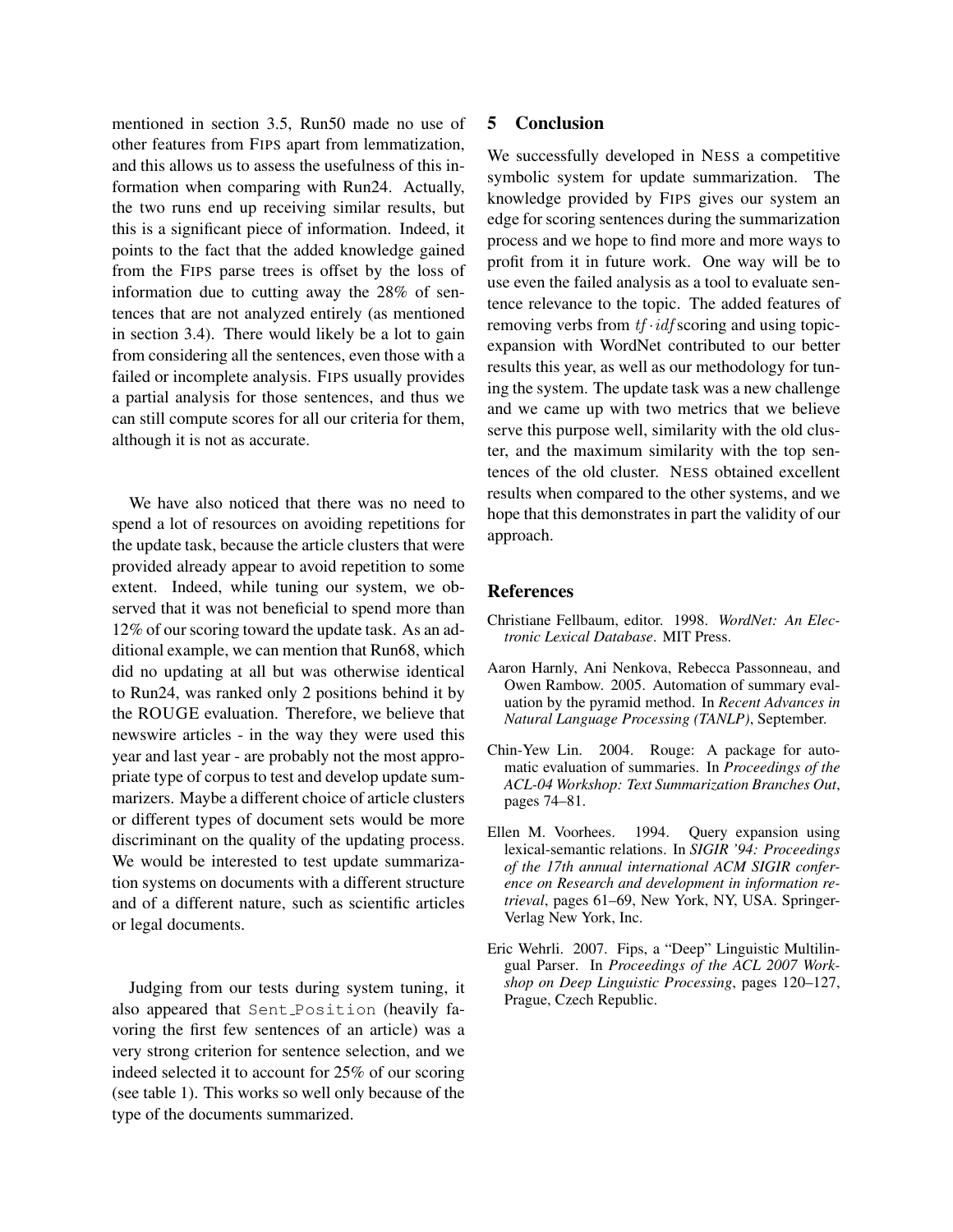mentioned in section 3.5, Run50 made no use of other features from FIPS apart from lemmatization, and this allows us to assess the usefulness of this information when comparing with Run24. Actually, the two runs end up receiving similar results, but this is a significant piece of information. Indeed, it points to the fact that the added knowledge gained from the FIPS parse trees is offset by the loss of information due to cutting away the 28% of sentences that are not analyzed entirely (as mentioned in section 3.4). There would likely be a lot to gain from considering all the sentences, even those with a failed or incomplete analysis. FIPS usually provides a partial analysis for those sentences, and thus we can still compute scores for all our criteria for them, although it is not as accurate.

We have also noticed that there was no need to spend a lot of resources on avoiding repetitions for the update task, because the article clusters that were provided already appear to avoid repetition to some extent. Indeed, while tuning our system, we observed that it was not beneficial to spend more than 12% of our scoring toward the update task. As an additional example, we can mention that Run68, which did no updating at all but was otherwise identical to Run24, was ranked only 2 positions behind it by the ROUGE evaluation. Therefore, we believe that newswire articles - in the way they were used this year and last year - are probably not the most appropriate type of corpus to test and develop update summarizers. Maybe a different choice of article clusters or different types of document sets would be more discriminant on the quality of the updating process. We would be interested to test update summarization systems on documents with a different structure and of a different nature, such as scientific articles or legal documents.

Judging from our tests during system tuning, it also appeared that `Sent_Position` (heavily favoring the first few sentences of an article) was a very strong criterion for sentence selection, and we indeed selected it to account for 25% of our scoring (see table 1). This works so well only because of the type of the documents summarized.

## 5 Conclusion

We successfully developed in NESS a competitive symbolic system for update summarization. The knowledge provided by FIPS gives our system an edge for scoring sentences during the summarization process and we hope to find more and more ways to profit from it in future work. One way will be to use even the failed analysis as a tool to evaluate sentence relevance to the topic. The added features of removing verbs from $tf \cdot idf$ scoring and using topic-expansion with WordNet contributed to our better results this year, as well as our methodology for tuning the system. The update task was a new challenge and we came up with two metrics that we believe serve this purpose well, similarity with the old cluster, and the maximum similarity with the top sentences of the old cluster. NESS obtained excellent results when compared to the other systems, and we hope that this demonstrates in part the validity of our approach.

## References

Christiane Fellbaum, editor. 1998. *WordNet: An Electronic Lexical Database*. MIT Press.

Aaron Harnly, Ani Nenkova, Rebecca Passonneau, and Owen Rambow. 2005. Automation of summary evaluation by the pyramid method. In *Recent Advances in Natural Language Processing (TANLP)*, September.

Chin-Yew Lin. 2004. Rouge: A package for automatic evaluation of summaries. In *Proceedings of the ACL-04 Workshop: Text Summarization Branches Out*, pages 74–81.

Ellen M. Voorhees. 1994. Query expansion using lexical-semantic relations. In *SIGIR '94: Proceedings of the 17th annual international ACM SIGIR conference on Research and development in information retrieval*, pages 61–69, New York, NY, USA. Springer-Verlag New York, Inc.

Eric Wehrli. 2007. Fips, a "Deep" Linguistic Multilingual Parser. In *Proceedings of the ACL 2007 Workshop on Deep Linguistic Processing*, pages 120–127, Prague, Czech Republic.